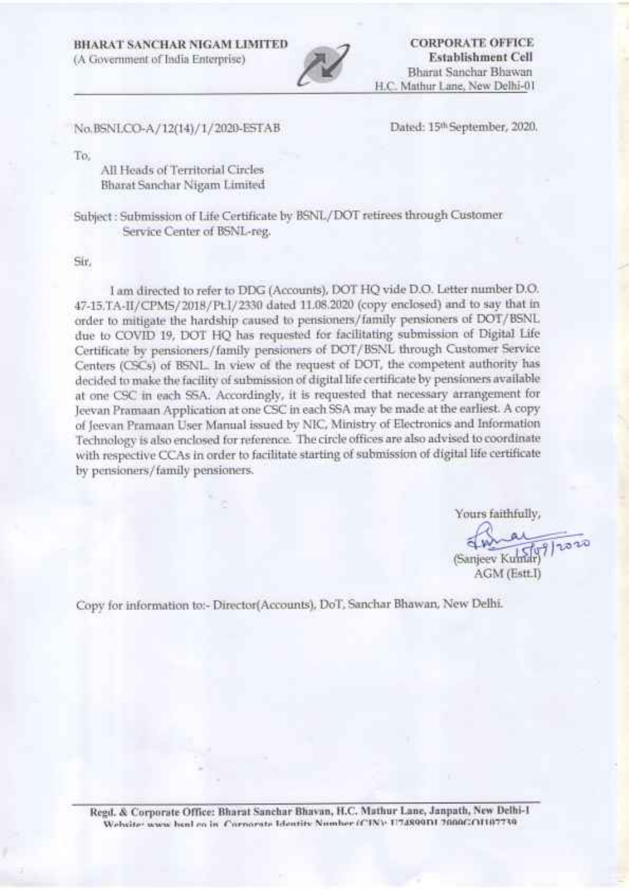**BHARAT SANCHAR NIGAM LIMITED**
(A Government of India Enterprise)

**CORPORATE OFFICE**
**Establishment Cell**
Bharat Sanchar Bhawan
H.C. Mathur Lane, New Delhi-01

No.BSNLCO-A/12(14)/1/2020-ESTAB

Dated: 15th September, 2020.

To,

All Heads of Territorial Circles
Bharat Sanchar Nigam Limited

Subject : Submission of Life Certificate by BSNL/DOT retirees through Customer Service Center of BSNL-reg.

Sir,

I am directed to refer to DDG (Accounts), DOT HQ vide D.O. Letter number D.O. 47-15.TA-II/CPMS/2018/Pt.I/2330 dated 11.08.2020 (copy enclosed) and to say that in order to mitigate the hardship caused to pensioners/family pensioners of DOT/BSNL due to COVID 19, DOT HQ has requested for facilitating submission of Digital Life Certificate by pensioners/family pensioners of DOT/BSNL through Customer Service Centers (CSCs) of BSNL. In view of the request of DOT, the competent authority has decided to make the facility of submission of digital life certificate by pensioners available at one CSC in each SSA. Accordingly, it is requested that necessary arrangement for Jeevan Pramaan Application at one CSC in each SSA may be made at the earliest. A copy of Jeevan Pramaan User Manual issued by NIC, Ministry of Electronics and Information Technology is also enclosed for reference. The circle offices are also advised to coordinate with respective CCAs in order to facilitate starting of submission of digital life certificate by pensioners/family pensioners.

Yours faithfully,

15/09/2020
(Sanjeev Kumar)
AGM (Estt.I)

Copy for information to:- Director(Accounts), DoT, Sanchar Bhawan, New Delhi.

Regd. & Corporate Office: Bharat Sanchar Bhavan, H.C. Mathur Lane, Janpath, New Delhi-1
Website: www.bsnl.co.in Corporate Identity Number (CIN): U74899DL2000GOI107739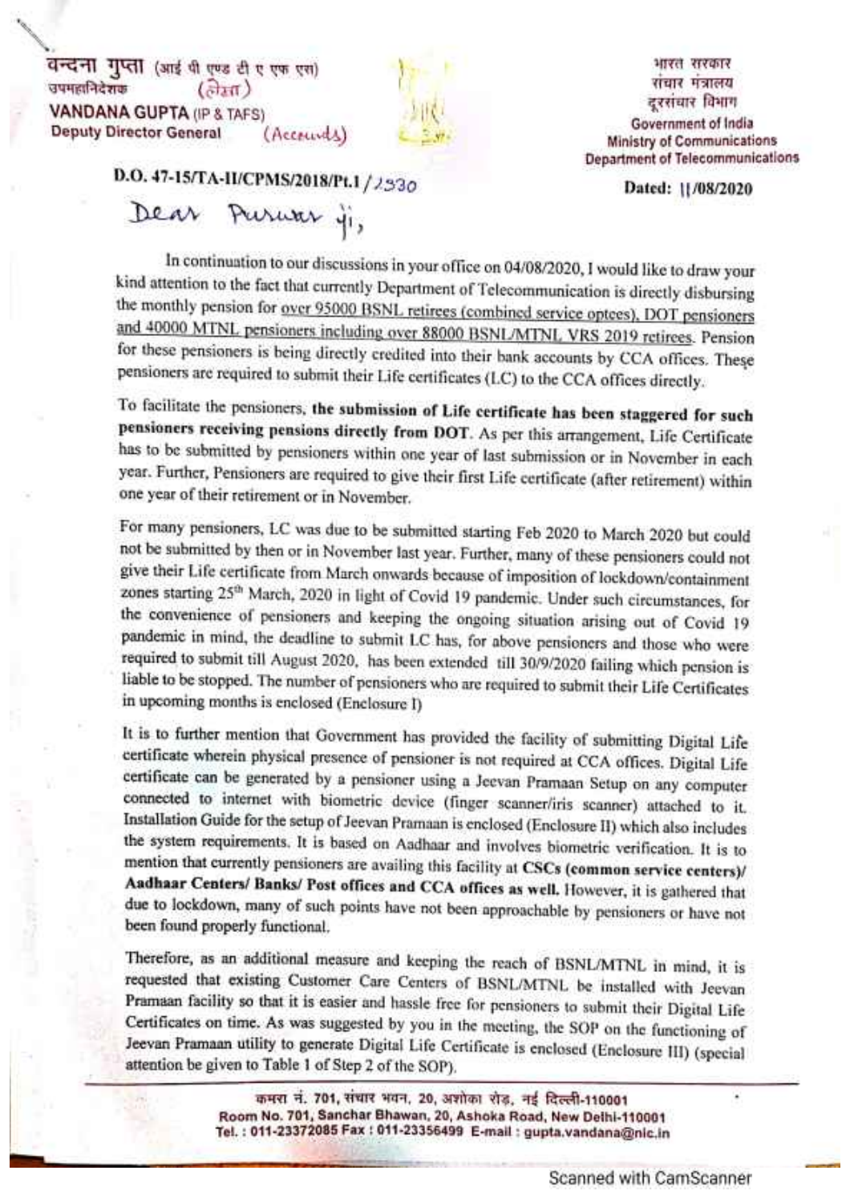वन्दना गुप्ता (आई पी एण्ड टी ए एफ एस)
उपमहानिदेशक (लेखा)
**VANDANA GUPTA** (IP & TAFS)
**Deputy Director General** (Accounts)

भारत सरकार
संचार मंत्रालय
दूरसंचार विभाग
**Government of India**
**Ministry of Communications**
**Department of Telecommunications**

**D.O. 47-15/TA-II/CPMS/2018/Pt.1 / 2330**

**Dated: 11/08/2020**

Dear Purwar ji,

In continuation to our discussions in your office on 04/08/2020, I would like to draw your kind attention to the fact that currently Department of Telecommunication is directly disbursing the monthly pension for over 95000 BSNL retirees (combined service optees), DOT pensioners and 40000 MTNL pensioners including over 88000 BSNL/MTNL VRS 2019 retirees. Pension for these pensioners is being directly credited into their bank accounts by CCA offices. These pensioners are required to submit their Life certificates (LC) to the CCA offices directly.

To facilitate the pensioners, **the submission of Life certificate has been staggered for such pensioners receiving pensions directly from DOT**. As per this arrangement, Life Certificate has to be submitted by pensioners within one year of last submission or in November in each year. Further, Pensioners are required to give their first Life certificate (after retirement) within one year of their retirement or in November.

For many pensioners, LC was due to be submitted starting Feb 2020 to March 2020 but could not be submitted by then or in November last year. Further, many of these pensioners could not give their Life certificate from March onwards because of imposition of lockdown/containment zones starting 25th March, 2020 in light of Covid 19 pandemic. Under such circumstances, for the convenience of pensioners and keeping the ongoing situation arising out of Covid 19 pandemic in mind, the deadline to submit LC has, for above pensioners and those who were required to submit till August 2020, has been extended till 30/9/2020 failing which pension is liable to be stopped. The number of pensioners who are required to submit their Life Certificates in upcoming months is enclosed (Enclosure I)

It is to further mention that Government has provided the facility of submitting Digital Life certificate wherein physical presence of pensioner is not required at CCA offices. Digital Life certificate can be generated by a pensioner using a Jeevan Pramaan Setup on any computer connected to internet with biometric device (finger scanner/iris scanner) attached to it. Installation Guide for the setup of Jeevan Pramaan is enclosed (Enclosure II) which also includes the system requirements. It is based on Aadhaar and involves biometric verification. It is to mention that currently pensioners are availing this facility at **CSCs (common service centers)/ Aadhaar Centers/ Banks/ Post offices and CCA offices as well.** However, it is gathered that due to lockdown, many of such points have not been approachable by pensioners or have not been found properly functional.

Therefore, as an additional measure and keeping the reach of BSNL/MTNL in mind, it is requested that existing Customer Care Centers of BSNL/MTNL be installed with Jeevan Pramaan facility so that it is easier and hassle free for pensioners to submit their Digital Life Certificates on time. As was suggested by you in the meeting, the SOP on the functioning of Jeevan Pramaan utility to generate Digital Life Certificate is enclosed (Enclosure III) (special attention be given to Table 1 of Step 2 of the SOP).

कमरा नं. 701, संचार भवन, 20, अशोका रोड, नई दिल्ली-110001
Room No. 701, Sanchar Bhawan, 20, Ashoka Road, New Delhi-110001
Tel. : 011-23372085 Fax : 011-23356499 E-mail : gupta.vandana@nic.in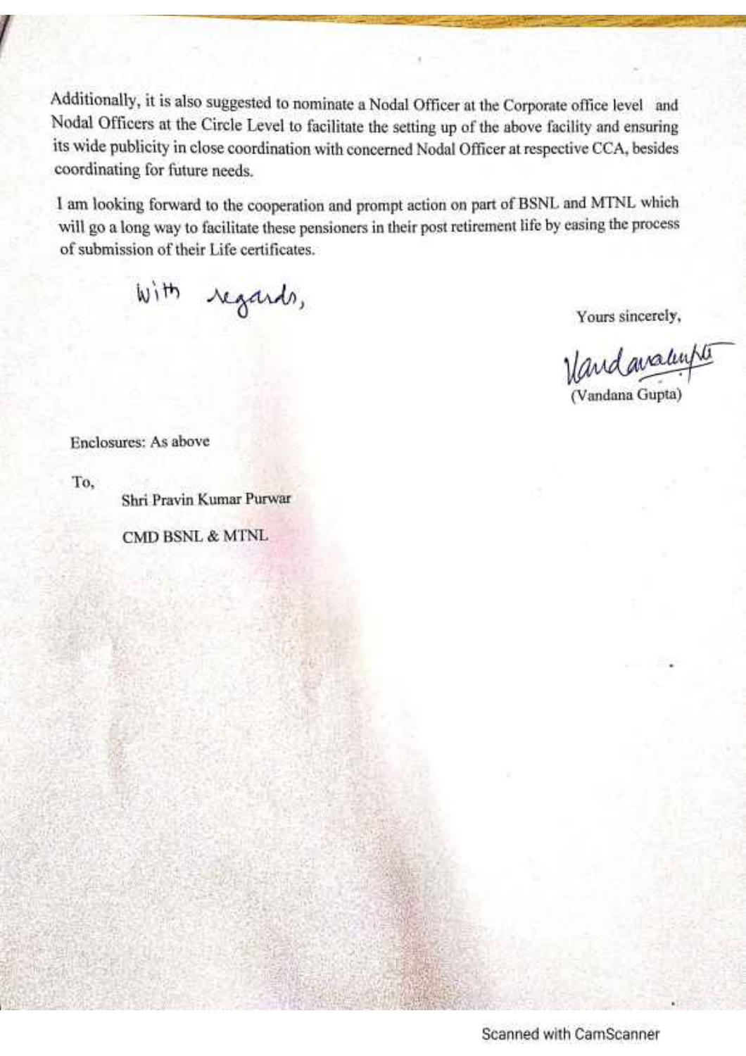Additionally, it is also suggested to nominate a Nodal Officer at the Corporate office level and Nodal Officers at the Circle Level to facilitate the setting up of the above facility and ensuring its wide publicity in close coordination with concerned Nodal Officer at respective CCA, besides coordinating for future needs.

I am looking forward to the cooperation and prompt action on part of BSNL and MTNL which will go a long way to facilitate these pensioners in their post retirement life by easing the process of submission of their Life certificates.

With regards,

Yours sincerely,

Vandana Gupta

(Vandana Gupta)

Enclosures: As above

To,

Shri Pravin Kumar Purwar

CMD BSNL & MTNL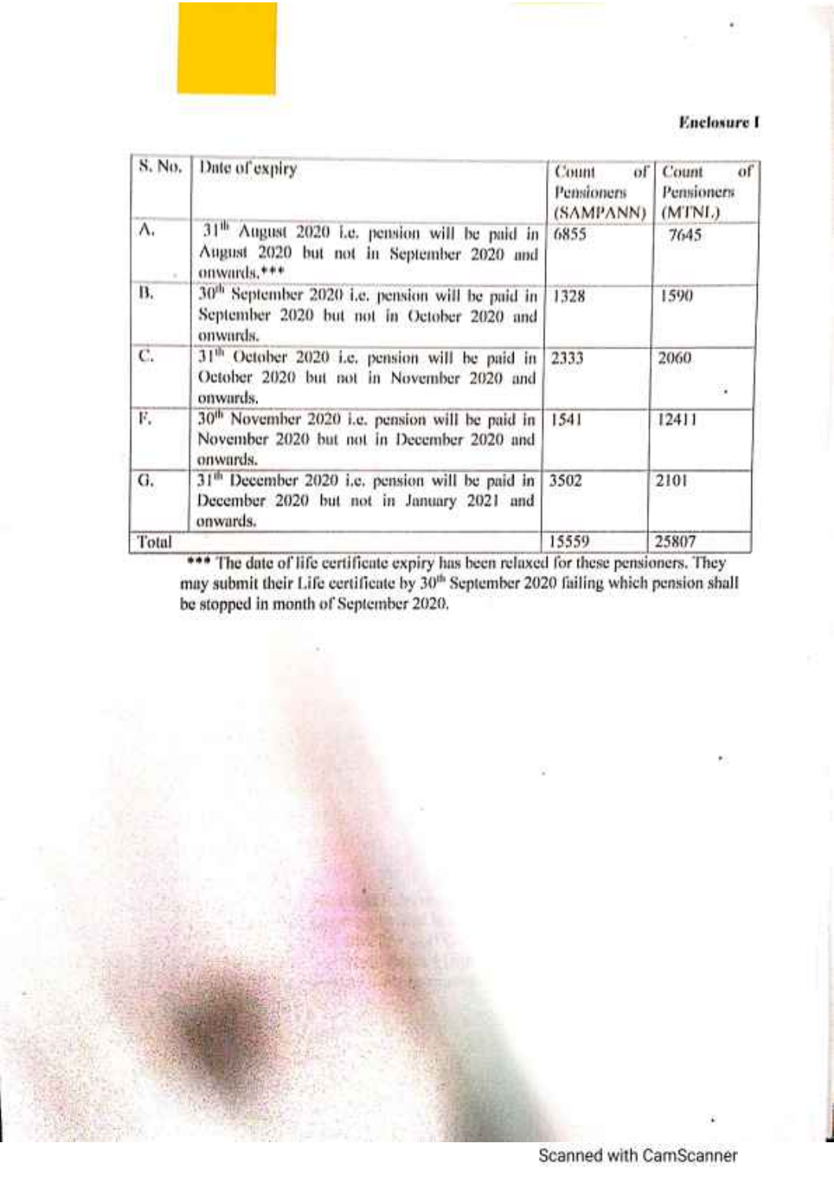**Enclosure I**

| S. No. | Date of expiry | Count of Pensioners (SAMPANN) | Count of Pensioners (MTNL) |
|---|---|---|---|
| A. | 31[th] August 2020 i.e. pension will be paid in August 2020 but not in September 2020 and onwards.*** | 6855 | 7645 |
| B. | 30[th] September 2020 i.e. pension will be paid in September 2020 but not in October 2020 and onwards. | 1328 | 1590 |
| C. | 31[th] October 2020 i.e. pension will be paid in October 2020 but not in November 2020 and onwards. | 2333 | 2060 |
| F. | 30[th] November 2020 i.e. pension will be paid in November 2020 but not in December 2020 and onwards. | 1541 | 12411 |
| G. | 31[th] December 2020 i.e. pension will be paid in December 2020 but not in January 2021 and onwards. | 3502 | 2101 |
| Total | | 15559 | 25807 |

*** The date of life certificate expiry has been relaxed for these pensioners. They may submit their Life certificate by 30[th] September 2020 failing which pension shall be stopped in month of September 2020.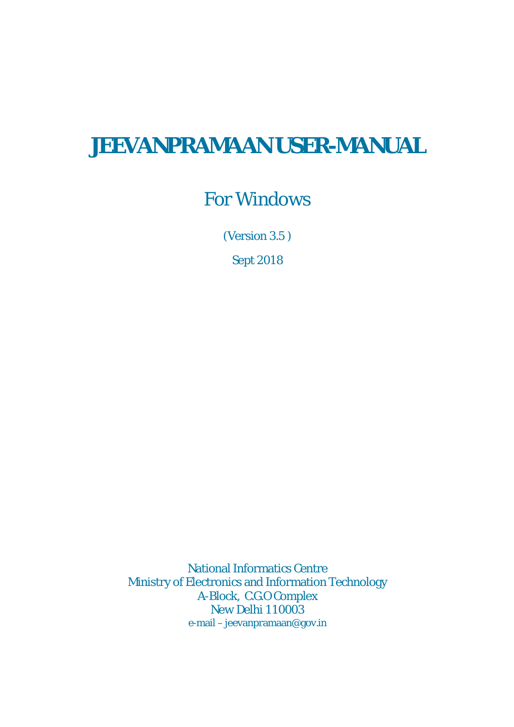# JEEVANPRAMAAN USER-MANUAL

## For Windows

(Version 3.5 )

Sept 2018

National Informatics Centre
Ministry of Electronics and Information Technology
A-Block, C.G.O Complex
New Delhi 110003
e-mail – jeevanpramaan@gov.in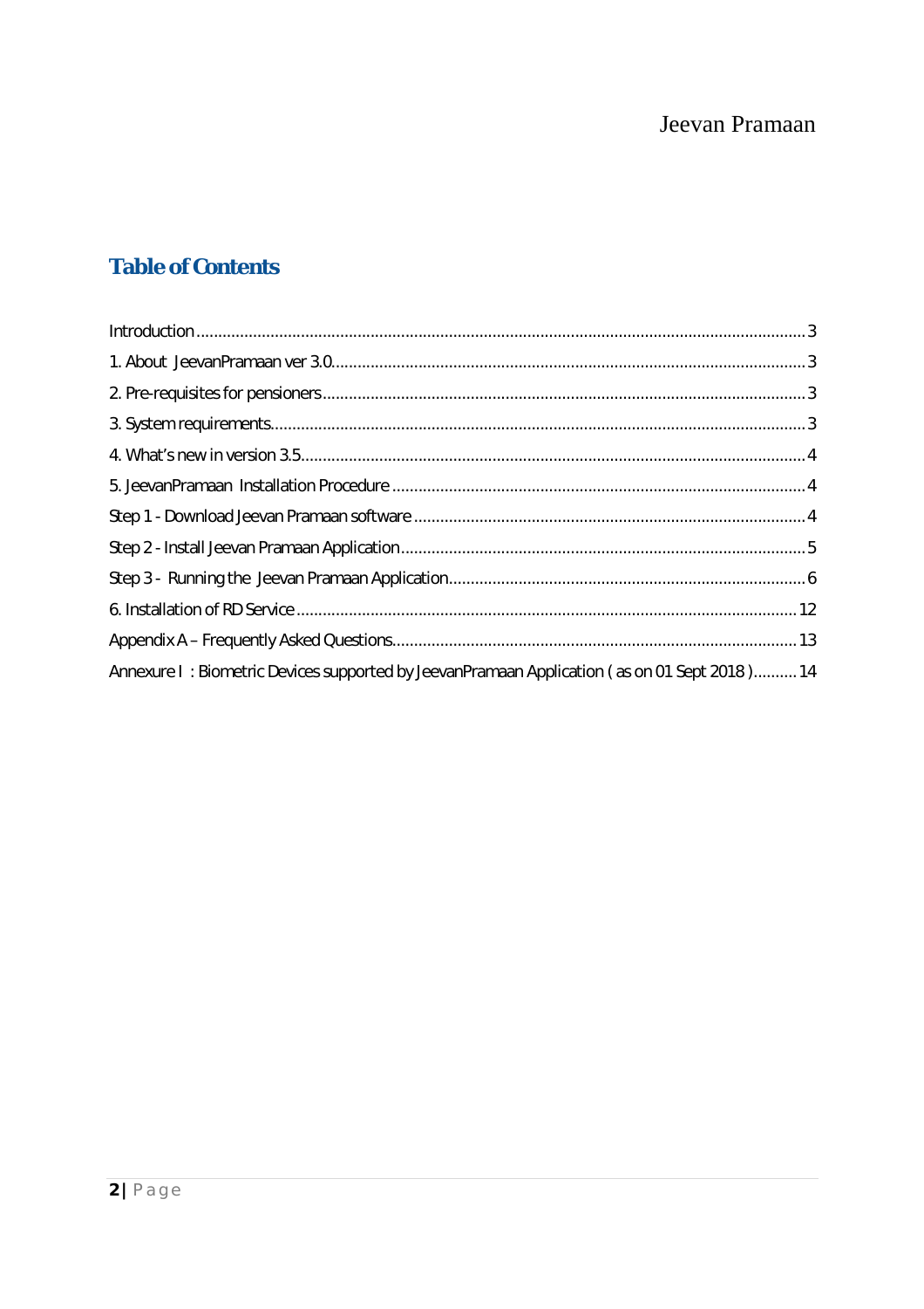## Table of Contents

Introduction ........ 3

1. About JeevanPramaan ver 3.0 ........ 3

2. Pre-requisites for pensioners ........ 3

3. System requirements ........ 3

4. What's new in version 3.5 ........ 4

5. JeevanPramaan Installation Procedure ........ 4

Step 1 - Download Jeevan Pramaan software ........ 4

Step 2 - Install Jeevan Pramaan Application ........ 5

Step 3 - Running the Jeevan Pramaan Application ........ 6

6. Installation of RD Service ........ 12

Appendix A – Frequently Asked Questions ........ 13

Annexure I : Biometric Devices supported by JeevanPramaan Application ( as on 01 Sept 2018 ) ........ 14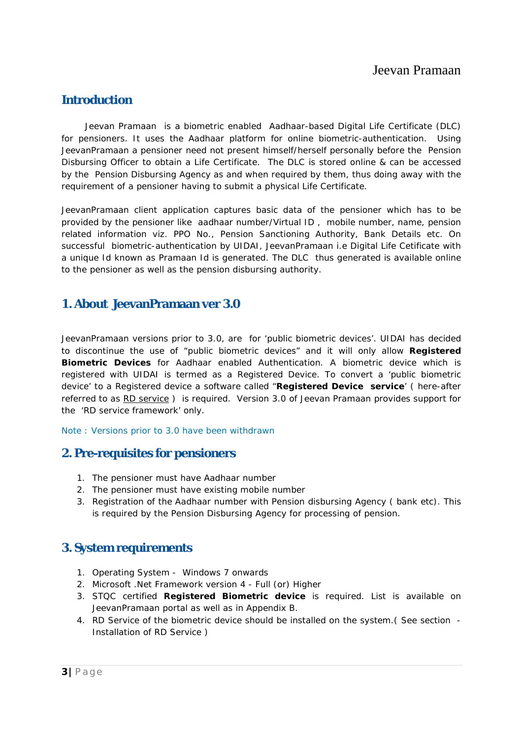## Introduction

Jeevan Pramaan is a biometric enabled Aadhaar-based Digital Life Certificate (DLC) for pensioners. It uses the Aadhaar platform for online biometric-authentication. Using JeevanPramaan a pensioner need not present himself/herself personally before the Pension Disbursing Officer to obtain a Life Certificate. The DLC is stored online & can be accessed by the Pension Disbursing Agency as and when required by them, thus doing away with the requirement of a pensioner having to submit a physical Life Certificate.

JeevanPramaan client application captures basic data of the pensioner which has to be provided by the pensioner like aadhaar number/Virtual ID , mobile number, name, pension related information viz. PPO No., Pension Sanctioning Authority, Bank Details etc. On successful biometric-authentication by UIDAI, JeevanPramaan i.e Digital Life Cetificate with a unique Id known as Pramaan Id is generated. The DLC thus generated is available online to the pensioner as well as the pension disbursing authority.

## 1. About JeevanPramaan ver 3.0

JeevanPramaan versions prior to 3.0, are for 'public biometric devices'. UIDAI has decided to discontinue the use of "public biometric devices" and it will only allow **Registered Biometric Devices** for Aadhaar enabled Authentication. A biometric device which is registered with UIDAI is termed as a Registered Device. To convert a 'public biometric device' to a Registered device a software called "**Registered Device service**' ( here-after referred to as RD service ) is required. Version 3.0 of Jeevan Pramaan provides support for the 'RD service framework' only.

Note : Versions prior to 3.0 have been withdrawn

## 2. Pre-requisites for pensioners

1. The pensioner must have Aadhaar number
2. The pensioner must have existing mobile number
3. Registration of the Aadhaar number with Pension disbursing Agency ( bank etc). This is required by the Pension Disbursing Agency for processing of pension.

## 3. System requirements

1. Operating System - Windows 7 onwards
2. Microsoft .Net Framework version 4 - Full (or) Higher
3. STQC certified **Registered Biometric device** is required. List is available on JeevanPramaan portal as well as in Appendix B.
4. RD Service of the biometric device should be installed on the system.( See section - Installation of RD Service )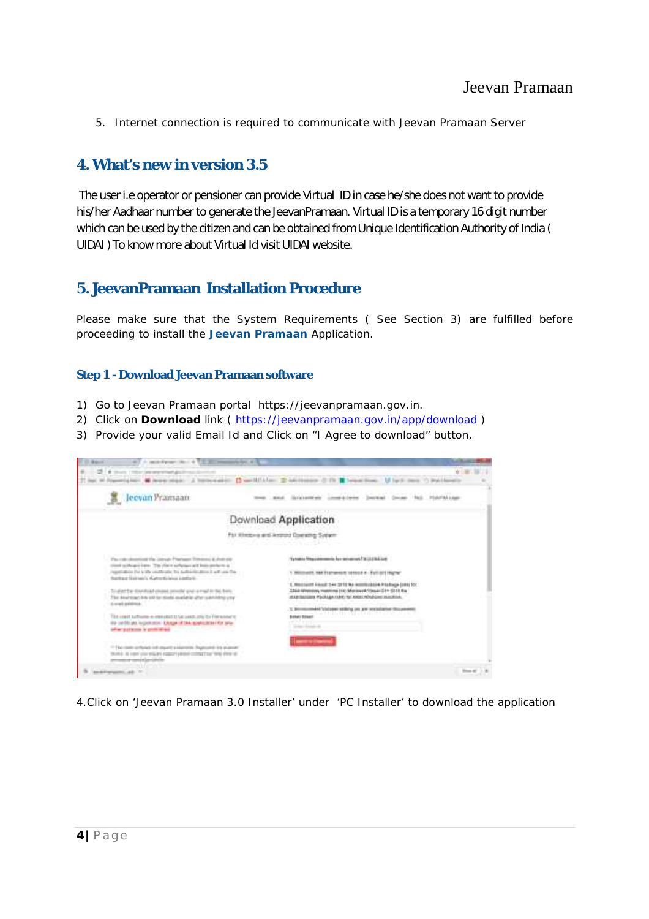5. Internet connection is required to communicate with Jeevan Pramaan Server

## 4. What's new in version 3.5

The user i.e operator or pensioner can provide Virtual ID in case he/she does not want to provide his/her Aadhaar number to generate the JeevanPramaan. Virtual ID is a temporary 16 digit number which can be used by the citizen and can be obtained from Unique Identification Authority of India ( UIDAI ) To know more about Virtual Id visit UIDAI website.

## 5. JeevanPramaan Installation Procedure

Please make sure that the System Requirements ( See Section 3) are fulfilled before proceeding to install the **Jeevan Pramaan** Application.

### Step 1 - Download Jeevan Pramaan software

1) Go to Jeevan Pramaan portal https://jeevanpramaan.gov.in.
2) Click on **Download** link ( https://jeevanpramaan.gov.in/app/download )
3) Provide your valid Email Id and Click on "I Agree to download" button.

4.Click on 'Jeevan Pramaan 3.0 Installer' under 'PC Installer' to download the application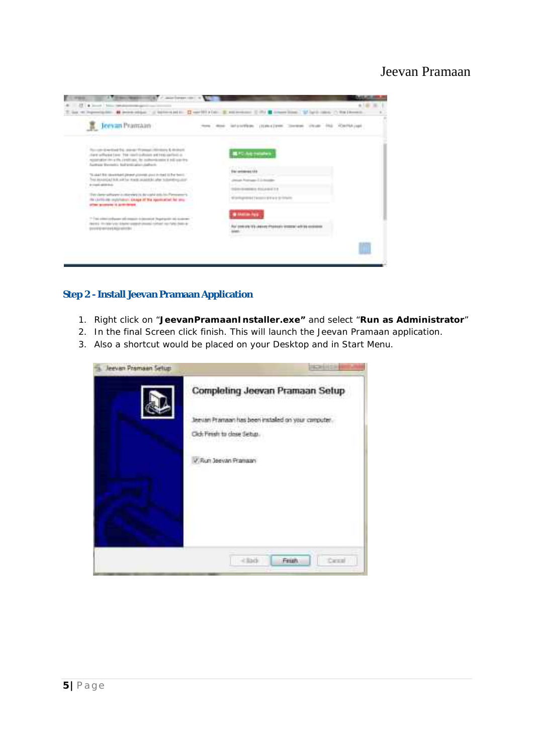## Step 2 - Install Jeevan Pramaan Application

1. Right click on "**JeevanPramaanInstaller.exe"** and select "**Run as Administrator**"
2. In the final Screen click finish. This will launch the Jeevan Pramaan application.
3. Also a shortcut would be placed on your Desktop and in Start Menu.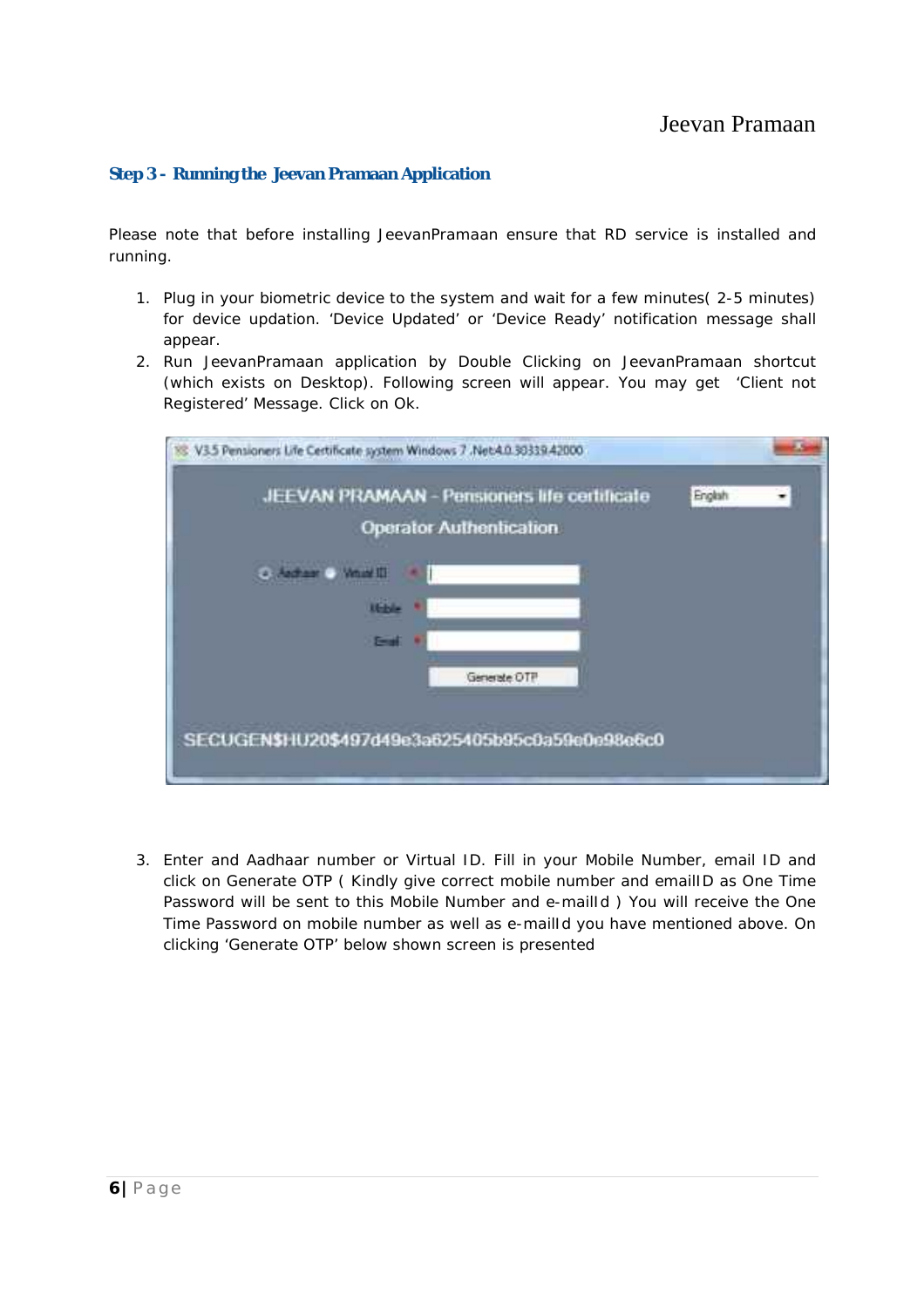### Step 3 - Running the Jeevan Pramaan Application

Please note that before installing JeevanPramaan ensure that RD service is installed and running.

1. Plug in your biometric device to the system and wait for a few minutes( 2-5 minutes) for device updation. 'Device Updated' or 'Device Ready' notification message shall appear.
2. Run JeevanPramaan application by Double Clicking on JeevanPramaan shortcut (which exists on Desktop). Following screen will appear. You may get 'Client not Registered' Message. Click on Ok.

3. Enter and Aadhaar number or Virtual ID. Fill in your Mobile Number, email ID and click on Generate OTP ( Kindly give correct mobile number and emailID as One Time Password will be sent to this Mobile Number and e-mailId ) You will receive the One Time Password on mobile number as well as e-mailId you have mentioned above. On clicking 'Generate OTP' below shown screen is presented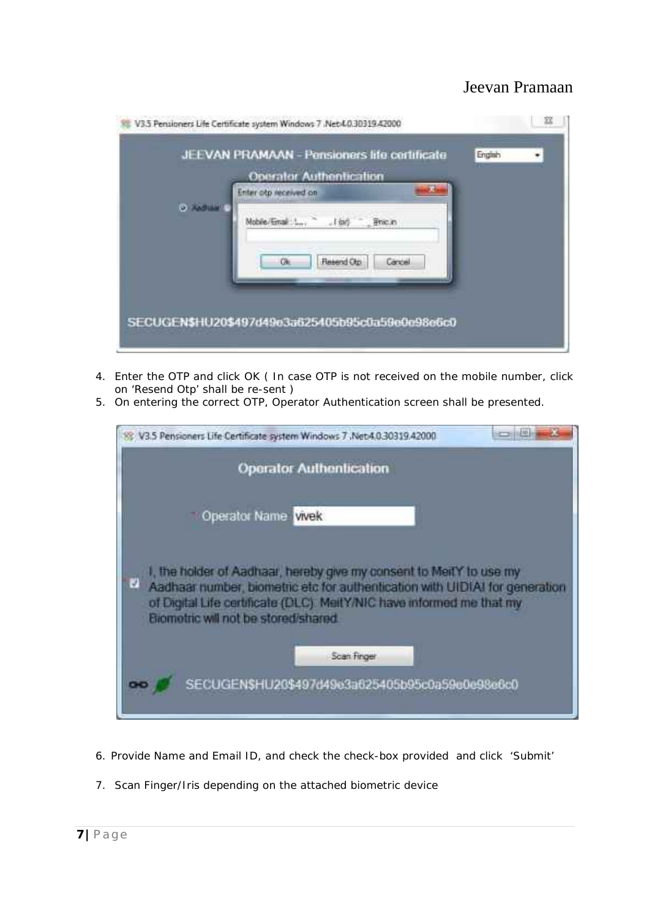4. Enter the OTP and click OK ( In case OTP is not received on the mobile number, click on 'Resend Otp' shall be re-sent )
5. On entering the correct OTP, Operator Authentication screen shall be presented.

6. Provide Name and Email ID, and check the check-box provided and click 'Submit'

7. Scan Finger/Iris depending on the attached biometric device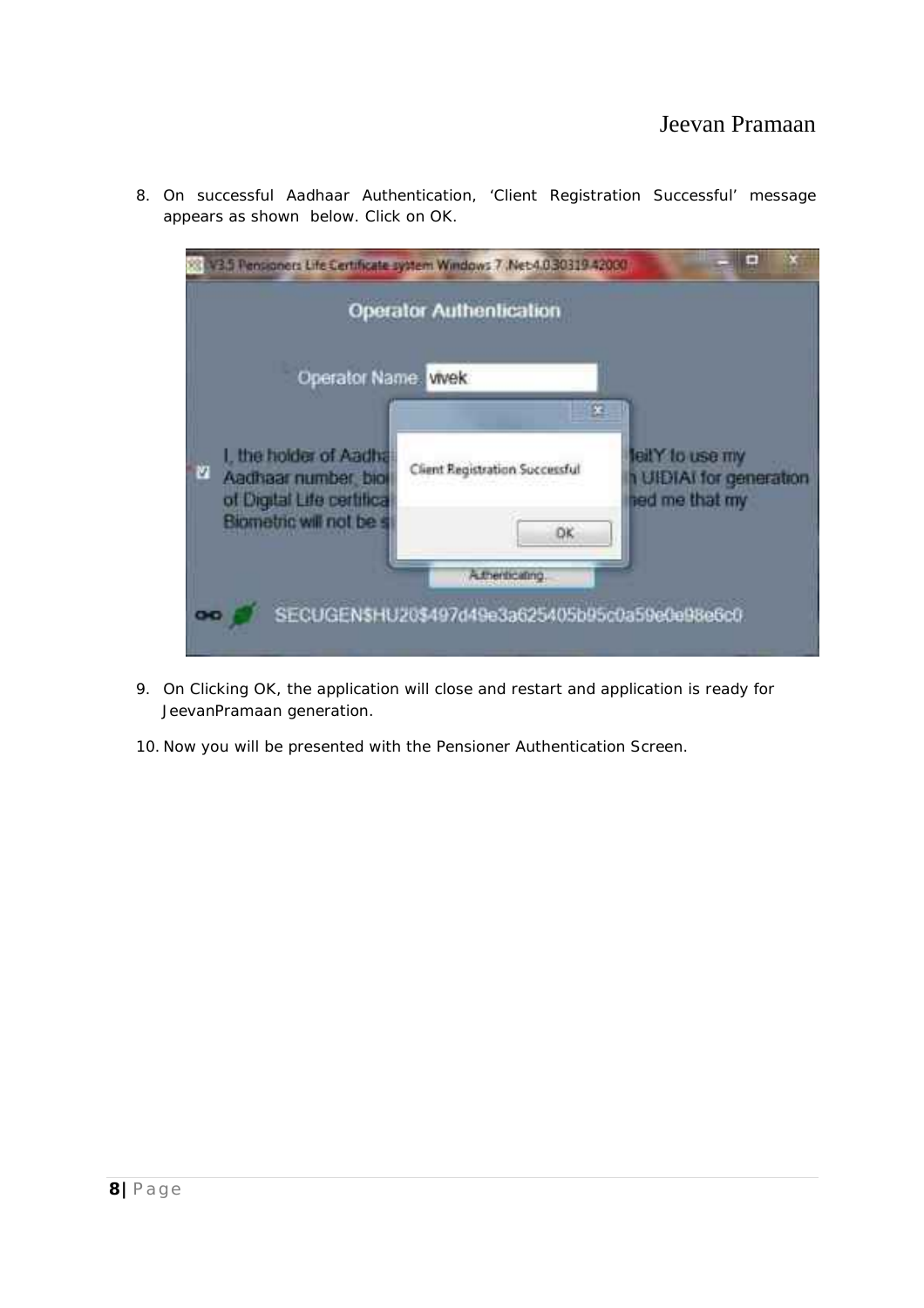8. On successful Aadhaar Authentication, 'Client Registration Successful' message appears as shown below. Click on OK.

9. On Clicking OK, the application will close and restart and application is ready for JeevanPramaan generation.

10. Now you will be presented with the Pensioner Authentication Screen.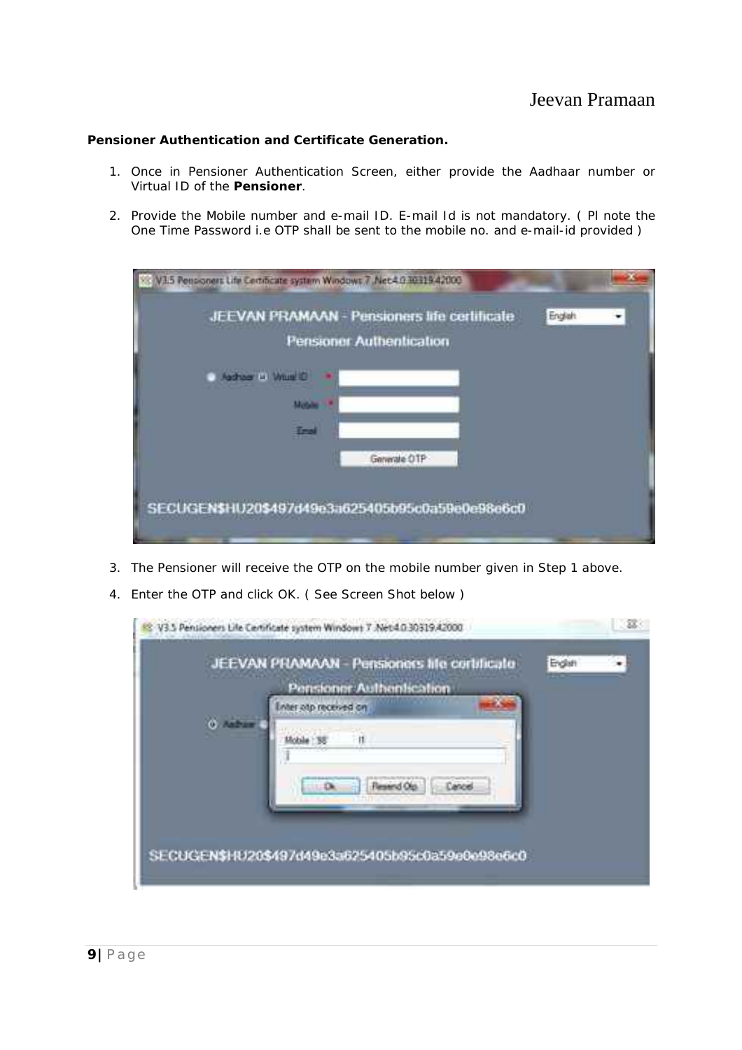**Pensioner Authentication and Certificate Generation.**

1. Once in Pensioner Authentication Screen, either provide the Aadhaar number or Virtual ID of the **Pensioner**.
2. Provide the Mobile number and e-mail ID. E-mail Id is not mandatory. ( Pl note the One Time Password i.e OTP shall be sent to the mobile no. and e-mail-id provided )
3. The Pensioner will receive the OTP on the mobile number given in Step 1 above.
4. Enter the OTP and click OK. ( See Screen Shot below )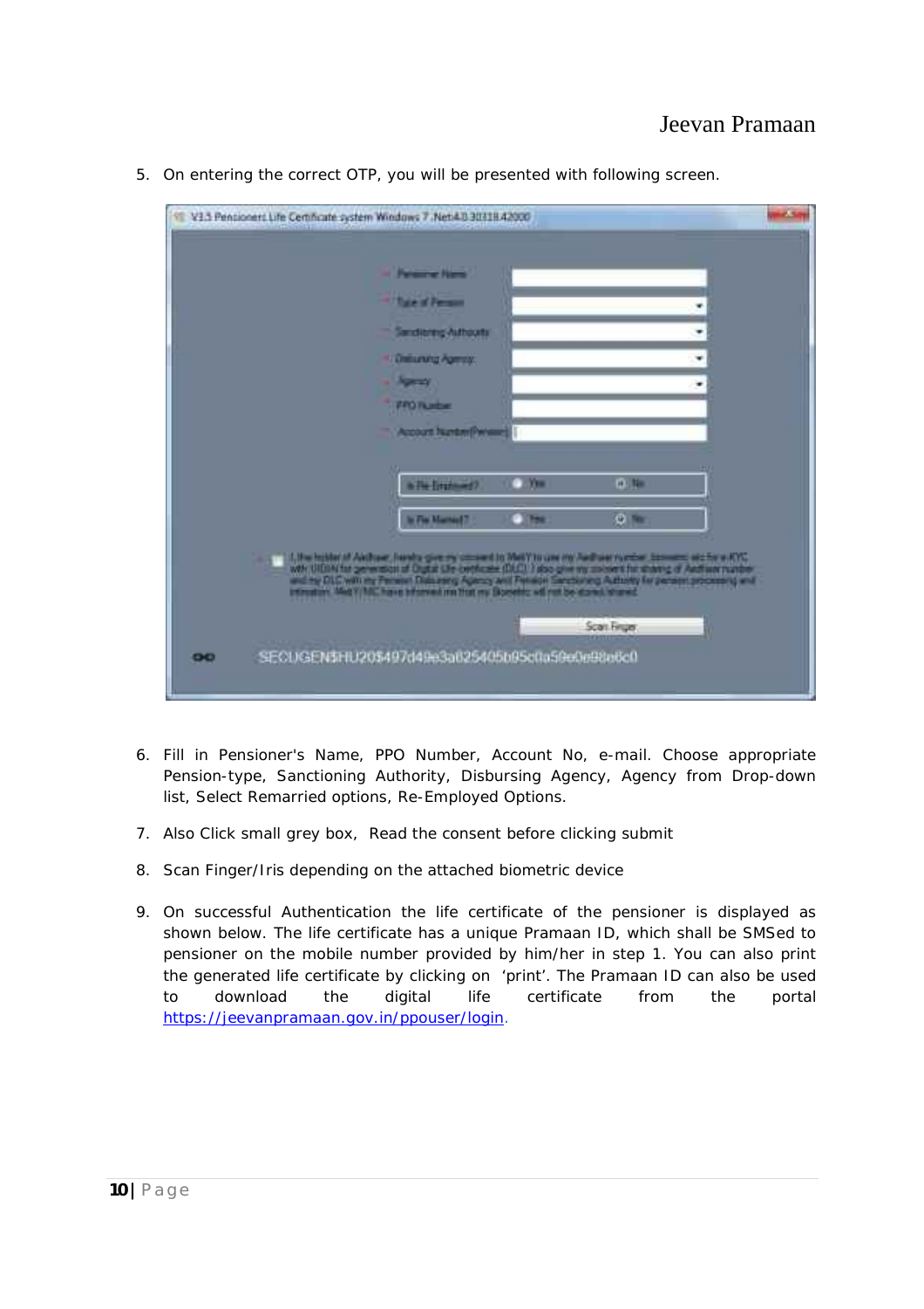5. On entering the correct OTP, you will be presented with following screen.

6. Fill in Pensioner's Name, PPO Number, Account No, e-mail. Choose appropriate Pension-type, Sanctioning Authority, Disbursing Agency, Agency from Drop-down list, Select Remarried options, Re-Employed Options.

7. Also Click small grey box, Read the consent before clicking submit

8. Scan Finger/Iris depending on the attached biometric device

9. On successful Authentication the life certificate of the pensioner is displayed as shown below. The life certificate has a unique Pramaan ID, which shall be SMSed to pensioner on the mobile number provided by him/her in step 1. You can also print the generated life certificate by clicking on 'print'. The Pramaan ID can also be used to download the digital life certificate from the portal https://jeevanpramaan.gov.in/ppouser/login.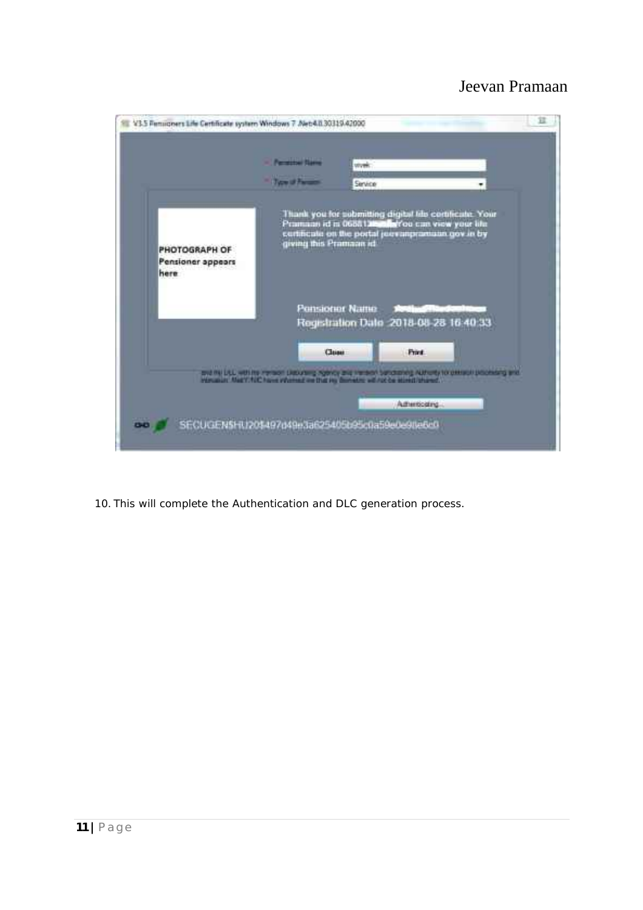10. This will complete the Authentication and DLC generation process.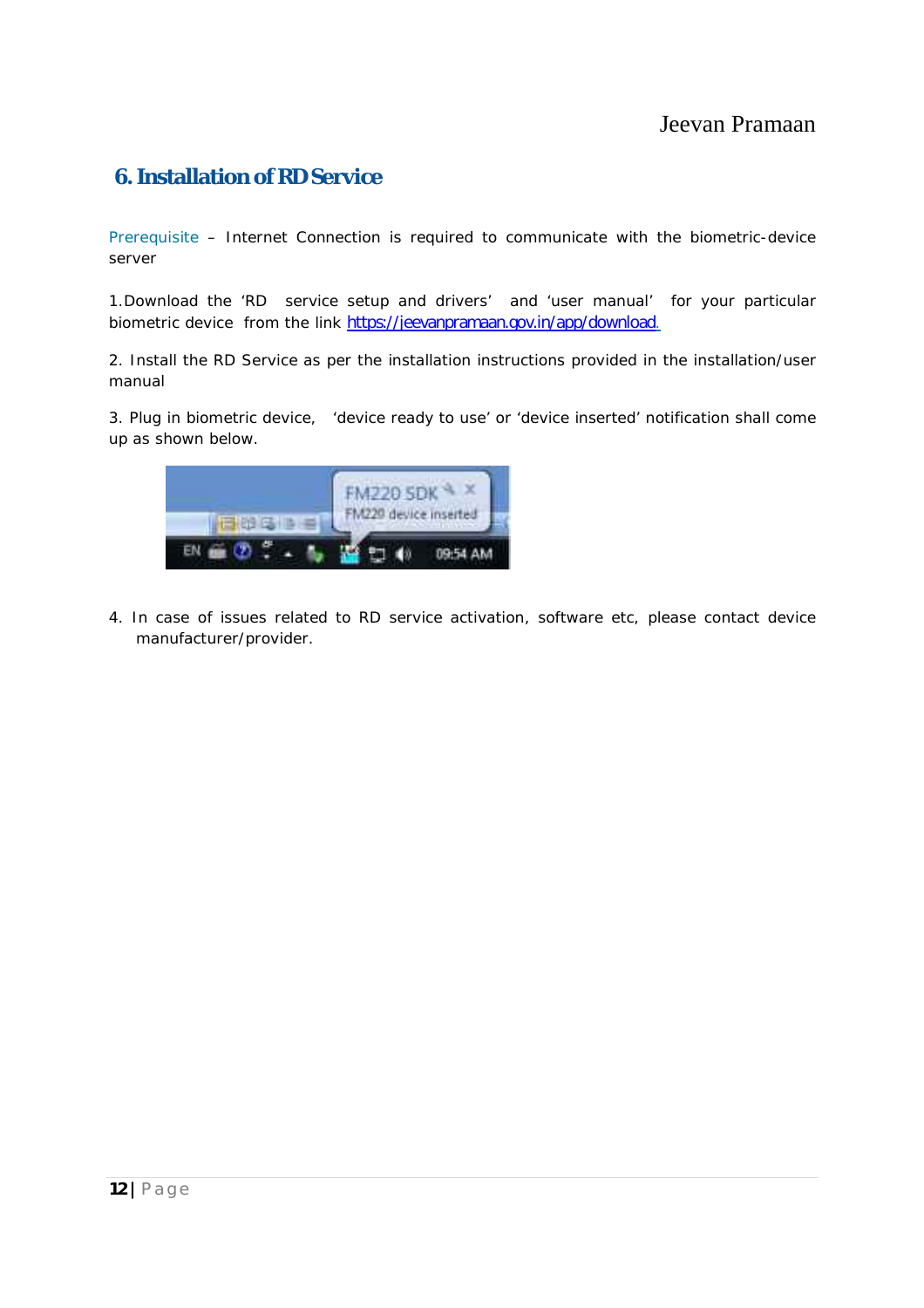## 6. Installation of RD Service

Prerequisite – Internet Connection is required to communicate with the biometric-device server

1.Download the 'RD service setup and drivers' and 'user manual' for your particular biometric device from the link https://jeevanpramaan.gov.in/app/download.

2. Install the RD Service as per the installation instructions provided in the installation/user manual

3. Plug in biometric device, 'device ready to use' or 'device inserted' notification shall come up as shown below.

4. In case of issues related to RD service activation, software etc, please contact device manufacturer/provider.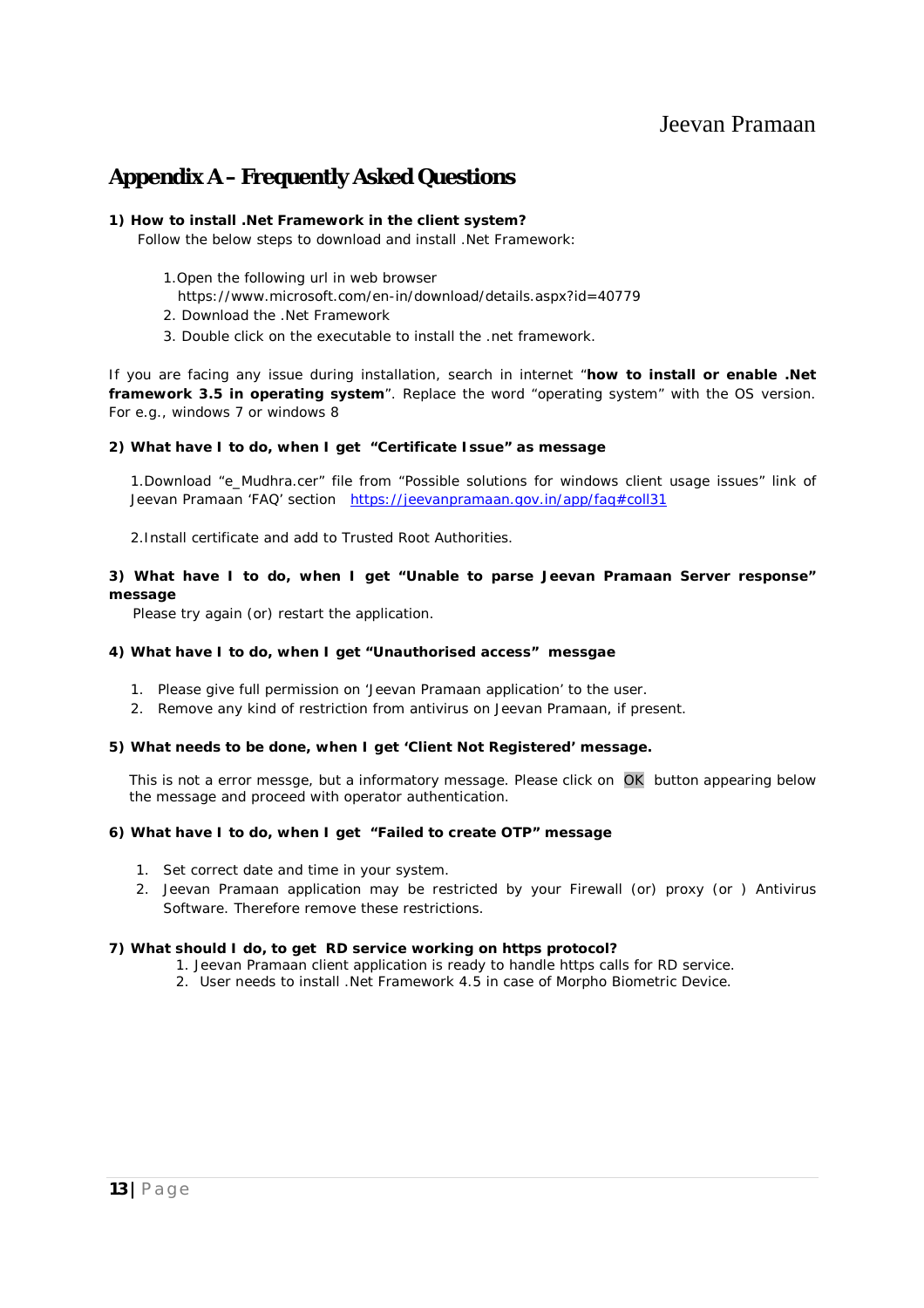# Appendix A – Frequently Asked Questions

**1) How to install .Net Framework in the client system?**

Follow the below steps to download and install .Net Framework:

1. Open the following url in web browser
   https://www.microsoft.com/en-in/download/details.aspx?id=40779
2. Download the .Net Framework
3. Double click on the executable to install the .net framework.

If you are facing any issue during installation, search in internet "**how to install or enable .Net framework 3.5 in operating system**". Replace the word "operating system" with the OS version. For e.g., windows 7 or windows 8

**2) What have I to do, when I get "Certificate Issue" as message**

1. Download "e_Mudhra.cer" file from "Possible solutions for windows client usage issues" link of Jeevan Pramaan 'FAQ' section [https://jeevanpramaan.gov.in/app/faq#coll31](https://jeevanpramaan.gov.in/app/faq#coll31)

2. Install certificate and add to Trusted Root Authorities.

**3) What have I to do, when I get "Unable to parse Jeevan Pramaan Server response" message**

Please try again (or) restart the application.

**4) What have I to do, when I get "Unauthorised access" messgae**

1. Please give full permission on 'Jeevan Pramaan application' to the user.
2. Remove any kind of restriction from antivirus on Jeevan Pramaan, if present.

**5) What needs to be done, when I get 'Client Not Registered' message.**

This is not a error messge, but a informatory message. Please click on OK button appearing below the message and proceed with operator authentication.

**6) What have I to do, when I get "Failed to create OTP" message**

1. Set correct date and time in your system.
2. Jeevan Pramaan application may be restricted by your Firewall (or) proxy (or ) Antivirus Software. Therefore remove these restrictions.

**7) What should I do, to get RD service working on https protocol?**

1. Jeevan Pramaan client application is ready to handle https calls for RD service.
2. User needs to install .Net Framework 4.5 in case of Morpho Biometric Device.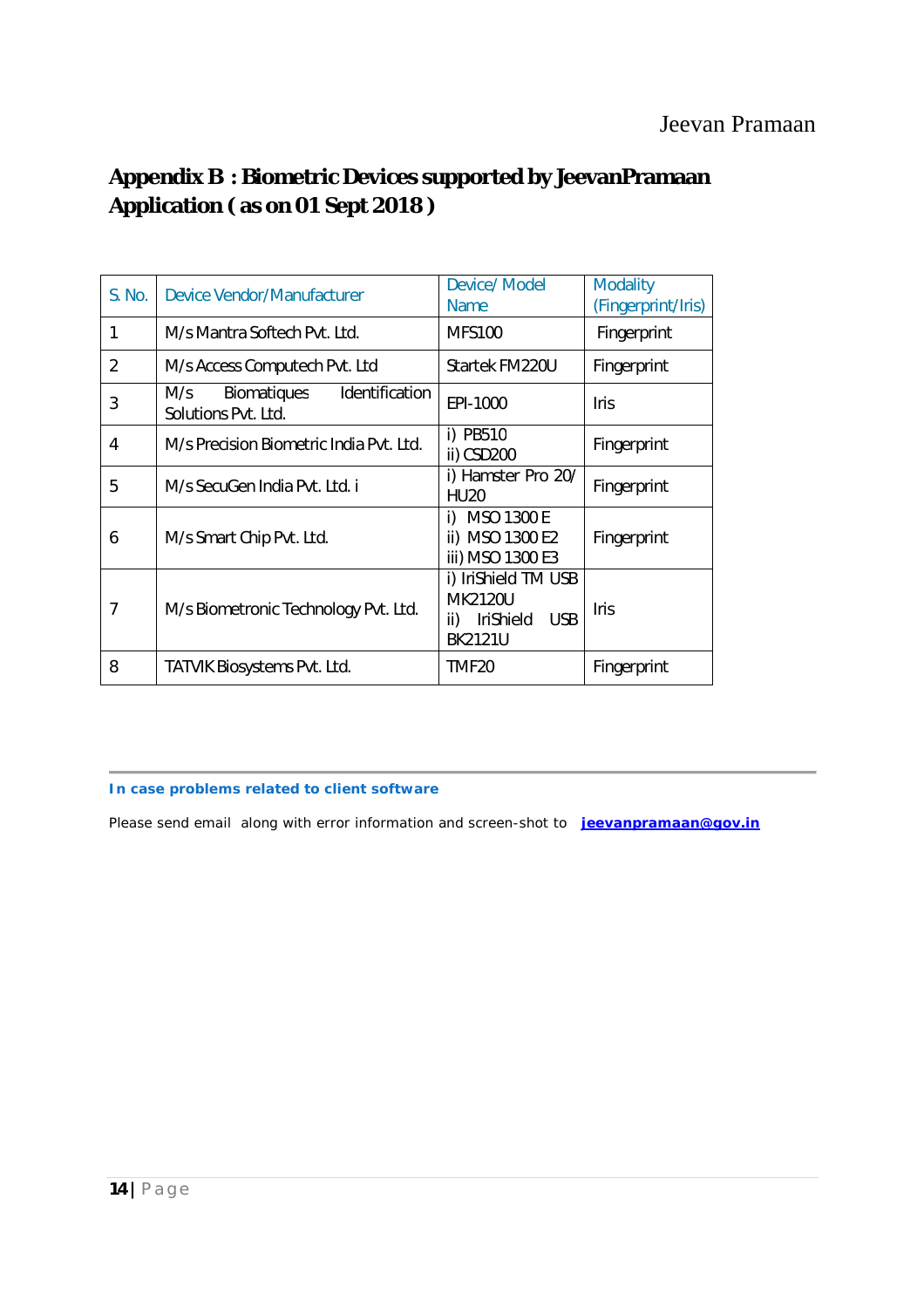## Appendix B : Biometric Devices supported by JeevanPramaan Application ( as on 01 Sept 2018 )

| S. No. | Device Vendor/Manufacturer | Device/ Model Name | Modality (Fingerprint/Iris) |
|---|---|---|---|
| 1 | M/s Mantra Softech Pvt. Ltd. | MFS100 | Fingerprint |
| 2 | M/s Access Computech Pvt. Ltd | Startek FM220U | Fingerprint |
| 3 | M/s Biomatiques Identification Solutions Pvt. Ltd. | EPI-1000 | Iris |
| 4 | M/s Precision Biometric India Pvt. Ltd. | i) PB510<br>ii) CSD200 | Fingerprint |
| 5 | M/s SecuGen India Pvt. Ltd. i | i) Hamster Pro 20/ HU20 | Fingerprint |
| 6 | M/s Smart Chip Pvt. Ltd. | i) MSO 1300 E<br>ii) MSO 1300 E2<br>iii) MSO 1300 E3 | Fingerprint |
| 7 | M/s Biometronic Technology Pvt. Ltd. | i) IriShield TM USB MK2120U<br>ii) IriShield USB BK2121U | Iris |
| 8 | TATVIK Biosystems Pvt. Ltd. | TMF20 | Fingerprint |

---

**In case problems related to client software**

Please send email along with error information and screen-shot to **jeevanpramaan@gov.in**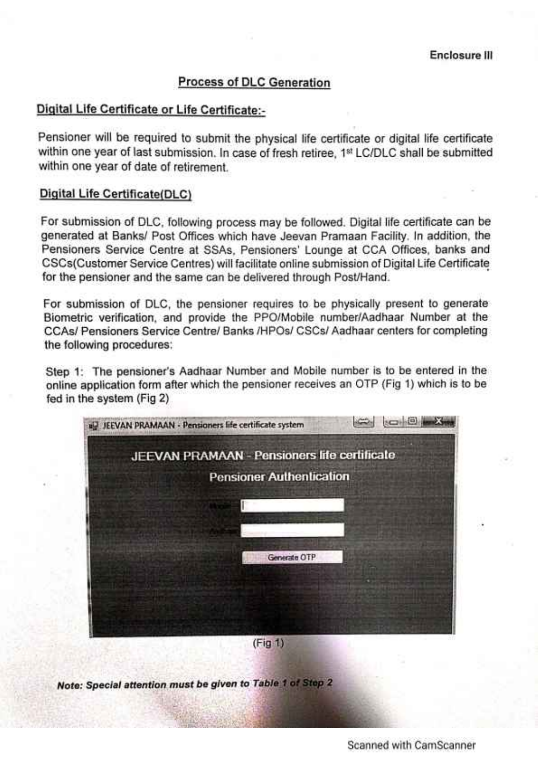Enclosure III

## Process of DLC Generation

### Digital Life Certificate or Life Certificate:-

Pensioner will be required to submit the physical life certificate or digital life certificate within one year of last submission. In case of fresh retiree, 1st LC/DLC shall be submitted within one year of date of retirement.

### Digital Life Certificate(DLC)

For submission of DLC, following process may be followed. Digital life certificate can be generated at Banks/ Post Offices which have Jeevan Pramaan Facility. In addition, the Pensioners Service Centre at SSAs, Pensioners' Lounge at CCA Offices, banks and CSCs(Customer Service Centres) will facilitate online submission of Digital Life Certificate for the pensioner and the same can be delivered through Post/Hand.

For submission of DLC, the pensioner requires to be physically present to generate Biometric verification, and provide the PPO/Mobile number/Aadhaar Number at the CCAs/ Pensioners Service Centre/ Banks /HPOs/ CSCs/ Aadhaar centers for completing the following procedures:

Step 1: The pensioner's Aadhaar Number and Mobile number is to be entered in the online application form after which the pensioner receives an OTP (Fig 1) which is to be fed in the system (Fig 2)

JEEVAN PRAMAAN - Pensioners life certificate system

JEEVAN PRAMAAN - Pensioners life certificate

Pensioner Authentication

Mobile

Aadhaar

Generate OTP

(Fig 1)

***Note: Special attention must be given to Table 1 of Step 2***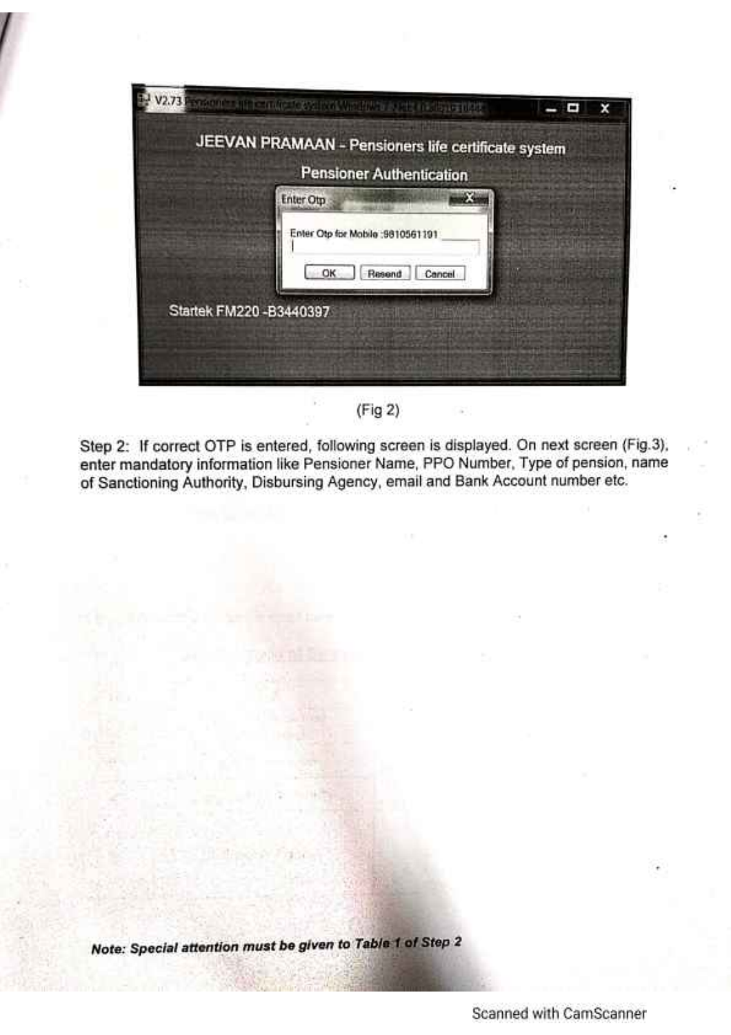(Fig 2)

Step 2: If correct OTP is entered, following screen is displayed. On next screen (Fig.3), enter mandatory information like Pensioner Name, PPO Number, Type of pension, name of Sanctioning Authority, Disbursing Agency, email and Bank Account number etc.

***Note: Special attention must be given to Table 1 of Step 2***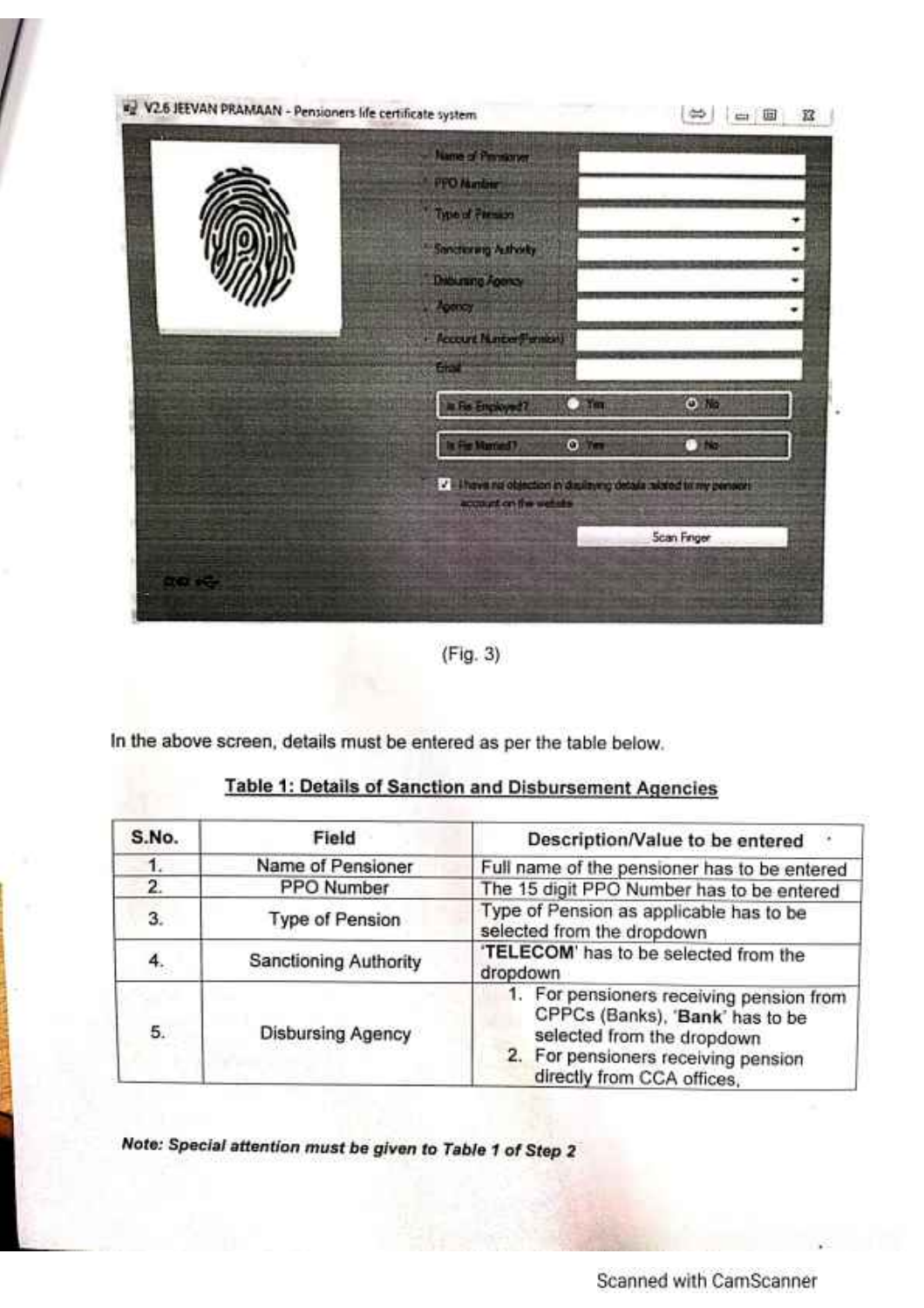(Fig. 3)

In the above screen, details must be entered as per the table below.

**Table 1: Details of Sanction and Disbursement Agencies**

| S.No. | Field | Description/Value to be entered |
| --- | --- | --- |
| 1. | Name of Pensioner | Full name of the pensioner has to be entered |
| 2. | PPO Number | The 15 digit PPO Number has to be entered |
| 3. | Type of Pension | Type of Pension as applicable has to be selected from the dropdown |
| 4. | Sanctioning Authority | '**TELECOM**' has to be selected from the dropdown |
| 5. | Disbursing Agency | 1. For pensioners receiving pension from CPPCs (Banks), '**Bank**' has to be selected from the dropdown<br>2. For pensioners receiving pension directly from CCA offices, |

***Note: Special attention must be given to Table 1 of Step 2***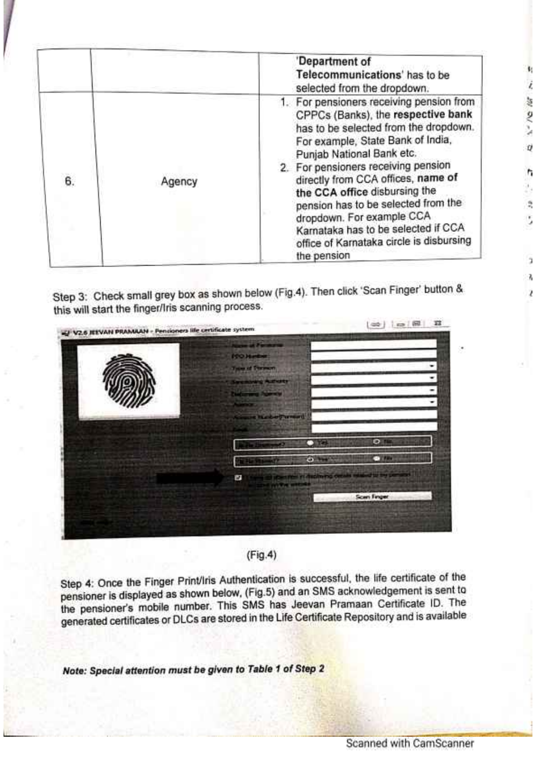|  |  | 'Department of Telecommunications' has to be selected from the dropdown. |
|---|---|---|
| 6. | Agency | 1. For pensioners receiving pension from CPPCs (Banks), the **respective bank** has to be selected from the dropdown. For example, State Bank of India, Punjab National Bank etc.<br>2. For pensioners receiving pension directly from CCA offices, **name of the CCA office** disbursing the pension has to be selected from the dropdown. For example CCA Karnataka has to be selected if CCA office of Karnataka circle is disbursing the pension |

Step 3: Check small grey box as shown below (Fig.4). Then click 'Scan Finger' button & this will start the finger/Iris scanning process.

(Fig.4)

Step 4: Once the Finger Print/Iris Authentication is successful, the life certificate of the pensioner is displayed as shown below, (Fig.5) and an SMS acknowledgement is sent to the pensioner's mobile number. This SMS has Jeevan Pramaan Certificate ID. The generated certificates or DLCs are stored in the Life Certificate Repository and is available

***Note: Special attention must be given to Table 1 of Step 2***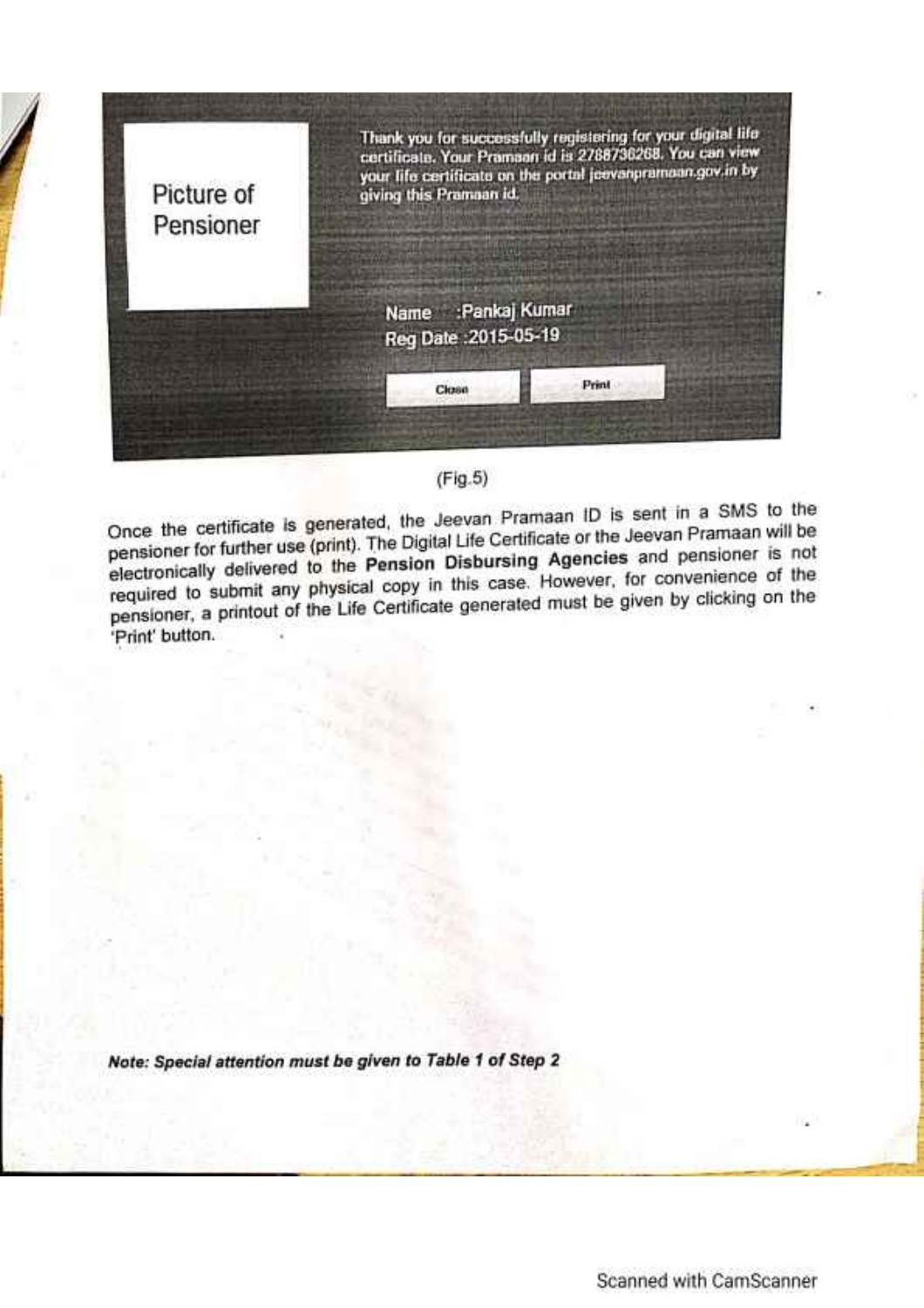Picture of Pensioner

Thank you for successfully registering for your digital life certificate. Your Pramaan id is 2788736268. You can view your life certificate on the portal jeevanpramaan.gov.in by giving this Pramaan id.

Name :Pankaj Kumar

Reg Date :2015-05-19

Close Print

(Fig.5)

Once the certificate is generated, the Jeevan Pramaan ID is sent in a SMS to the pensioner for further use (print). The Digital Life Certificate or the Jeevan Pramaan will be electronically delivered to the **Pension Disbursing Agencies** and pensioner is not required to submit any physical copy in this case. However, for convenience of the pensioner, a printout of the Life Certificate generated must be given by clicking on the 'Print' button.

***Note: Special attention must be given to Table 1 of Step 2***